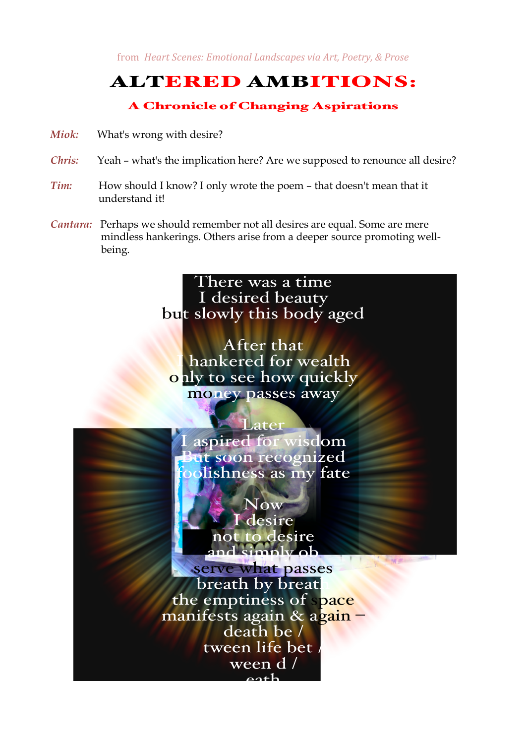from *Heart Scenes: Emotional Landscapes via Art, Poetry, & Prose*

# ALTERED AMBITIONS:

## A Chronicle of Changing Aspirations

***Miok:*** What's wrong with desire?

***Chris:*** Yeah – what's the implication here? Are we supposed to renounce all desire?

***Tim:*** How should I know? I only wrote the poem – that doesn't mean that it understand it!

***Cantara:*** Perhaps we should remember not all desires are equal. Some are mere mindless hankerings. Others arise from a deeper source promoting well-being.

There was a time
I desired beauty
but slowly this body aged

After that
I hankered for wealth
only to see how quickly
money passes away

Later
I aspired for wisdom
But soon recognized
foolishness as my fate

Now
I desire
not to desire
and simply ob
serve what passes
breath by breath
the emptiness of space
manifests again & again –
death be /
tween life bet /
ween d /
eath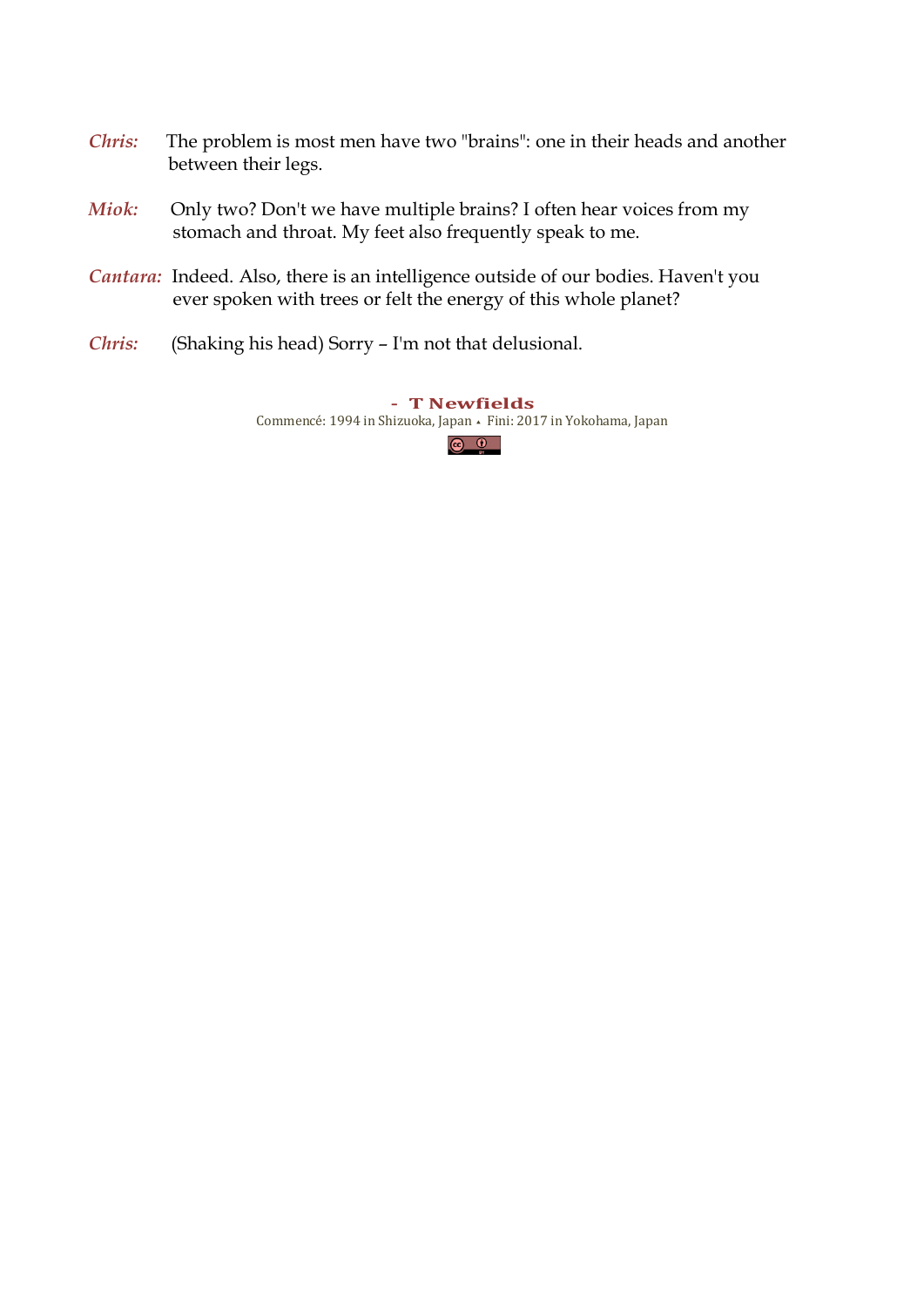*Chris:* The problem is most men have two "brains": one in their heads and another between their legs.

*Miok:* Only two? Don't we have multiple brains? I often hear voices from my stomach and throat. My feet also frequently speak to me.

*Cantara:* Indeed. Also, there is an intelligence outside of our bodies. Haven't you ever spoken with trees or felt the energy of this whole planet?

*Chris:* (Shaking his head) Sorry – I'm not that delusional.

**- T Newfields**

Commencé: 1994 in Shizuoka, Japan ▴ Fini: 2017 in Yokohama, Japan